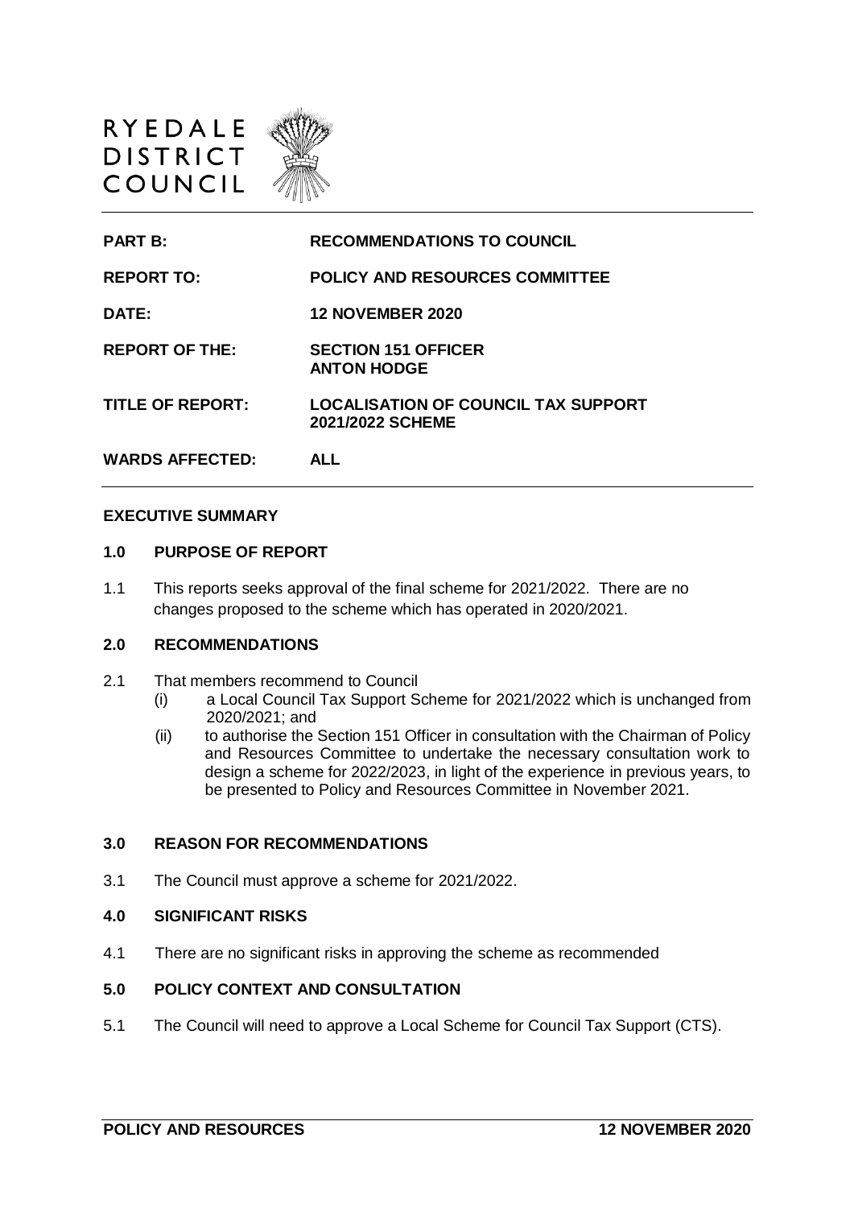RYEDALE DISTRICT COUNCIL

| | |
|---|---|
| **PART B:** | **RECOMMENDATIONS TO COUNCIL** |
| **REPORT TO:** | **POLICY AND RESOURCES COMMITTEE** |
| **DATE:** | **12 NOVEMBER 2020** |
| **REPORT OF THE:** | **SECTION 151 OFFICER ANTON HODGE** |
| **TITLE OF REPORT:** | **LOCALISATION OF COUNCIL TAX SUPPORT 2021/2022 SCHEME** |
| **WARDS AFFECTED:** | **ALL** |

## EXECUTIVE SUMMARY

### 1.0 PURPOSE OF REPORT

1.1 This reports seeks approval of the final scheme for 2021/2022. There are no changes proposed to the scheme which has operated in 2020/2021.

### 2.0 RECOMMENDATIONS

2.1 That members recommend to Council

(i) a Local Council Tax Support Scheme for 2021/2022 which is unchanged from 2020/2021; and

(ii) to authorise the Section 151 Officer in consultation with the Chairman of Policy and Resources Committee to undertake the necessary consultation work to design a scheme for 2022/2023, in light of the experience in previous years, to be presented to Policy and Resources Committee in November 2021.

### 3.0 REASON FOR RECOMMENDATIONS

3.1 The Council must approve a scheme for 2021/2022.

### 4.0 SIGNIFICANT RISKS

4.1 There are no significant risks in approving the scheme as recommended

### 5.0 POLICY CONTEXT AND CONSULTATION

5.1 The Council will need to approve a Local Scheme for Council Tax Support (CTS).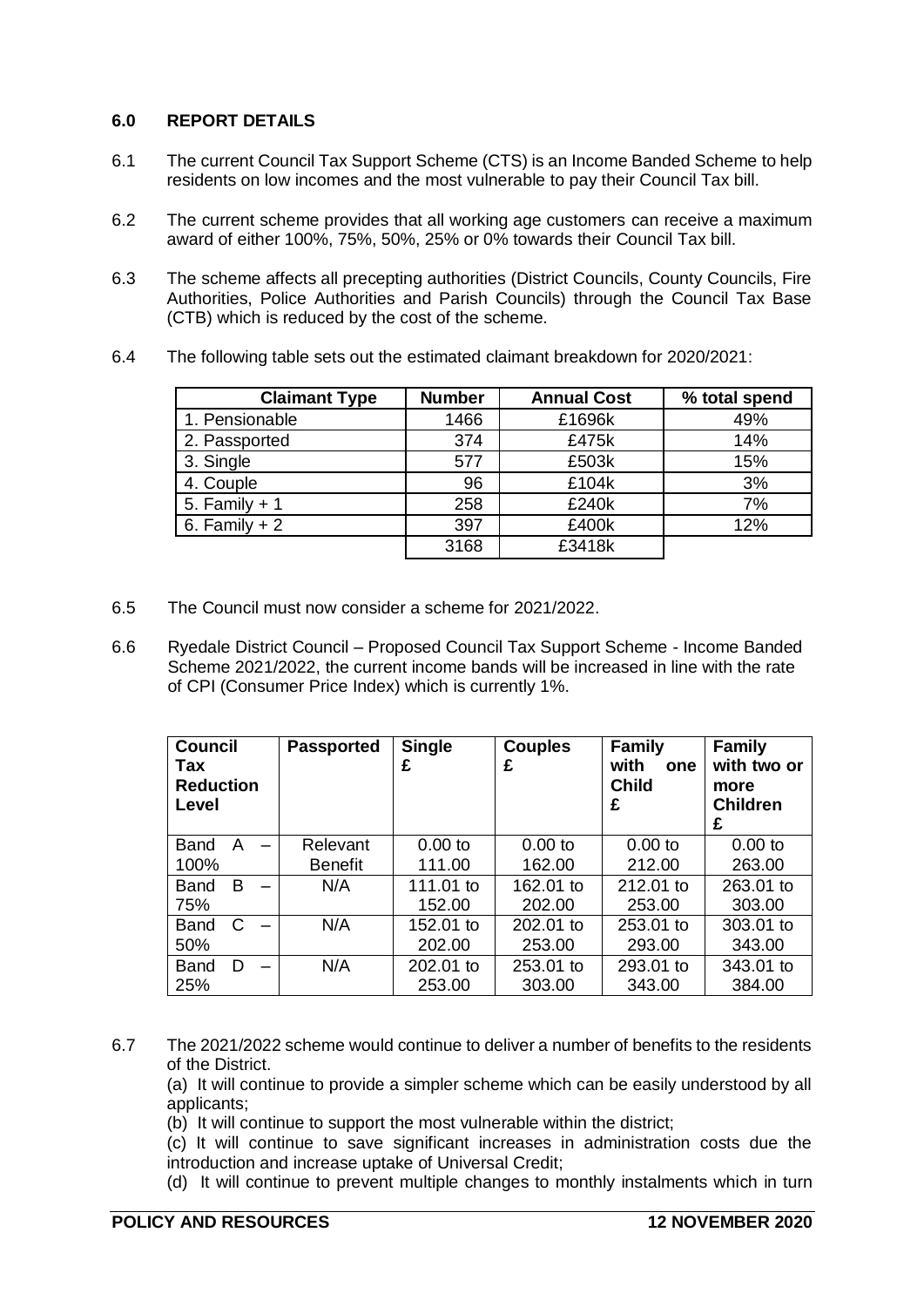## 6.0 REPORT DETAILS

6.1 The current Council Tax Support Scheme (CTS) is an Income Banded Scheme to help residents on low incomes and the most vulnerable to pay their Council Tax bill.

6.2 The current scheme provides that all working age customers can receive a maximum award of either 100%, 75%, 50%, 25% or 0% towards their Council Tax bill.

6.3 The scheme affects all precepting authorities (District Councils, County Councils, Fire Authorities, Police Authorities and Parish Councils) through the Council Tax Base (CTB) which is reduced by the cost of the scheme.

6.4 The following table sets out the estimated claimant breakdown for 2020/2021:

| Claimant Type | Number | Annual Cost | % total spend |
|---|---|---|---|
| 1. Pensionable | 1466 | £1696k | 49% |
| 2. Passported | 374 | £475k | 14% |
| 3. Single | 577 | £503k | 15% |
| 4. Couple | 96 | £104k | 3% |
| 5. Family + 1 | 258 | £240k | 7% |
| 6. Family + 2 | 397 | £400k | 12% |
| | 3168 | £3418k | |

6.5 The Council must now consider a scheme for 2021/2022.

6.6 Ryedale District Council – Proposed Council Tax Support Scheme - Income Banded Scheme 2021/2022, the current income bands will be increased in line with the rate of CPI (Consumer Price Index) which is currently 1%.

| Council Tax Reduction Level | Passported | Single £ | Couples £ | Family with one Child £ | Family with two or more Children £ |
|---|---|---|---|---|---|
| Band A – 100% | Relevant Benefit | 0.00 to 111.00 | 0.00 to 162.00 | 0.00 to 212.00 | 0.00 to 263.00 |
| Band B – 75% | N/A | 111.01 to 152.00 | 162.01 to 202.00 | 212.01 to 253.00 | 263.01 to 303.00 |
| Band C – 50% | N/A | 152.01 to 202.00 | 202.01 to 253.00 | 253.01 to 293.00 | 303.01 to 343.00 |
| Band D – 25% | N/A | 202.01 to 253.00 | 253.01 to 303.00 | 293.01 to 343.00 | 343.01 to 384.00 |

6.7 The 2021/2022 scheme would continue to deliver a number of benefits to the residents of the District.

(a) It will continue to provide a simpler scheme which can be easily understood by all applicants;

(b) It will continue to support the most vulnerable within the district;

(c) It will continue to save significant increases in administration costs due the introduction and increase uptake of Universal Credit;

(d) It will continue to prevent multiple changes to monthly instalments which in turn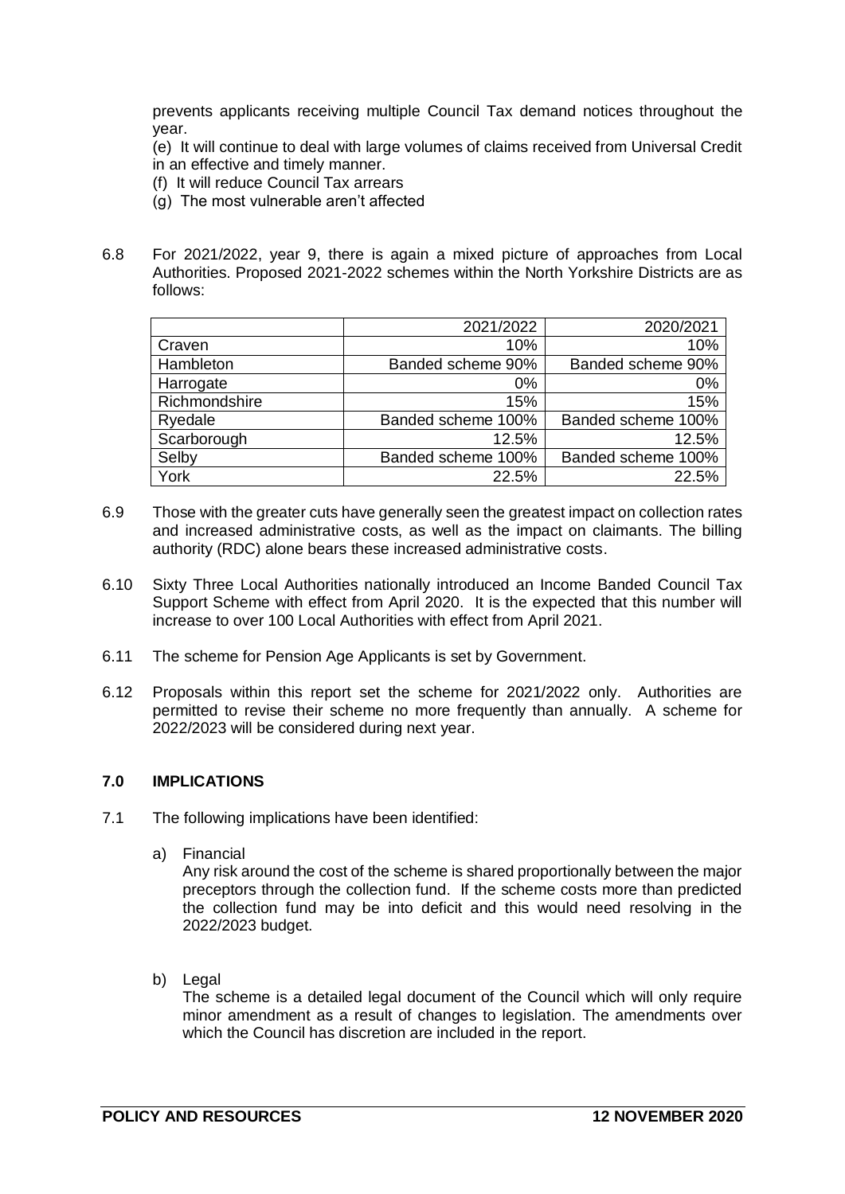prevents applicants receiving multiple Council Tax demand notices throughout the year.

(e) It will continue to deal with large volumes of claims received from Universal Credit in an effective and timely manner.

(f) It will reduce Council Tax arrears

(g) The most vulnerable aren't affected

6.8 For 2021/2022, year 9, there is again a mixed picture of approaches from Local Authorities. Proposed 2021-2022 schemes within the North Yorkshire Districts are as follows:

| | 2021/2022 | 2020/2021 |
|---|---|---|
| Craven | 10% | 10% |
| Hambleton | Banded scheme 90% | Banded scheme 90% |
| Harrogate | 0% | 0% |
| Richmondshire | 15% | 15% |
| Ryedale | Banded scheme 100% | Banded scheme 100% |
| Scarborough | 12.5% | 12.5% |
| Selby | Banded scheme 100% | Banded scheme 100% |
| York | 22.5% | 22.5% |

6.9 Those with the greater cuts have generally seen the greatest impact on collection rates and increased administrative costs, as well as the impact on claimants. The billing authority (RDC) alone bears these increased administrative costs.

6.10 Sixty Three Local Authorities nationally introduced an Income Banded Council Tax Support Scheme with effect from April 2020. It is the expected that this number will increase to over 100 Local Authorities with effect from April 2021.

6.11 The scheme for Pension Age Applicants is set by Government.

6.12 Proposals within this report set the scheme for 2021/2022 only. Authorities are permitted to revise their scheme no more frequently than annually. A scheme for 2022/2023 will be considered during next year.

## 7.0 IMPLICATIONS

7.1 The following implications have been identified:

a) Financial

Any risk around the cost of the scheme is shared proportionally between the major preceptors through the collection fund. If the scheme costs more than predicted the collection fund may be into deficit and this would need resolving in the 2022/2023 budget.

b) Legal

The scheme is a detailed legal document of the Council which will only require minor amendment as a result of changes to legislation. The amendments over which the Council has discretion are included in the report.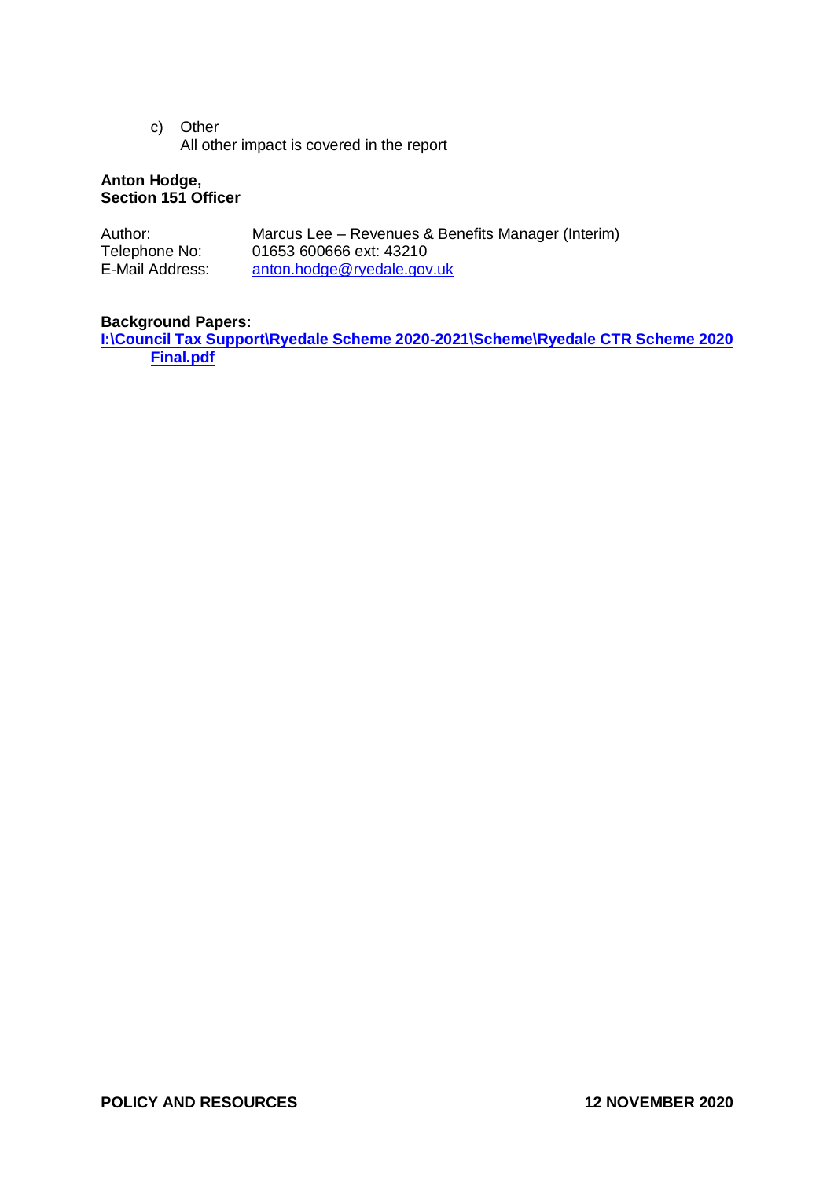c) Other
   All other impact is covered in the report

**Anton Hodge,**
**Section 151 Officer**

| | |
|---|---|
| Author: | Marcus Lee – Revenues & Benefits Manager (Interim) |
| Telephone No: | 01653 600666 ext: 43210 |
| E-Mail Address: | anton.hodge@ryedale.gov.uk |

**Background Papers:**
**I:\Council Tax Support\Ryedale Scheme 2020-2021\Scheme\Ryedale CTR Scheme 2020 Final.pdf**